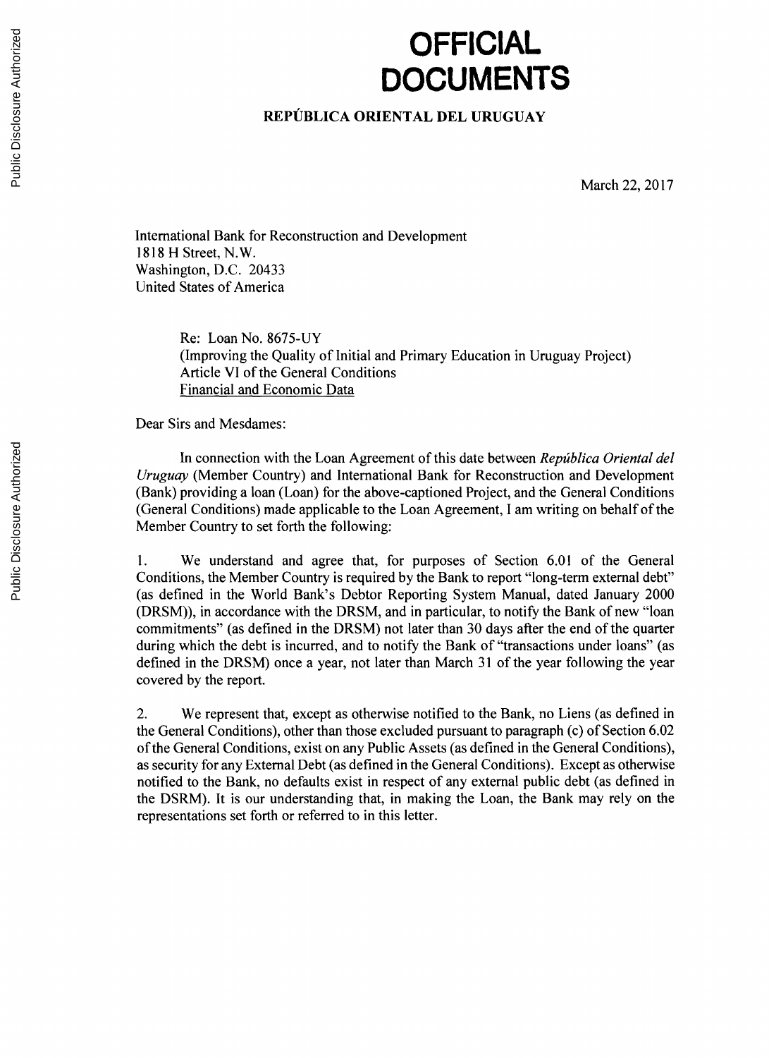# OFFICIAL DOCUMENTS

**REPÚBLICA ORIENTAL DEL URUGUAY**

March 22, 2017

International Bank for Reconstruction and Development
1818 H Street, N.W.
Washington, D.C. 20433
United States of America

Re: Loan No. 8675-UY
(Improving the Quality of Initial and Primary Education in Uruguay Project)
Article VI of the General Conditions
Financial and Economic Data

Dear Sirs and Mesdames:

In connection with the Loan Agreement of this date between *República Oriental del Uruguay* (Member Country) and International Bank for Reconstruction and Development (Bank) providing a loan (Loan) for the above-captioned Project, and the General Conditions (General Conditions) made applicable to the Loan Agreement, I am writing on behalf of the Member Country to set forth the following:

1. We understand and agree that, for purposes of Section 6.01 of the General Conditions, the Member Country is required by the Bank to report "long-term external debt" (as defined in the World Bank's Debtor Reporting System Manual, dated January 2000 (DRSM)), in accordance with the DRSM, and in particular, to notify the Bank of new "loan commitments" (as defined in the DRSM) not later than 30 days after the end of the quarter during which the debt is incurred, and to notify the Bank of "transactions under loans" (as defined in the DRSM) once a year, not later than March 31 of the year following the year covered by the report.

2. We represent that, except as otherwise notified to the Bank, no Liens (as defined in the General Conditions), other than those excluded pursuant to paragraph (c) of Section 6.02 of the General Conditions, exist on any Public Assets (as defined in the General Conditions), as security for any External Debt (as defined in the General Conditions). Except as otherwise notified to the Bank, no defaults exist in respect of any external public debt (as defined in the DSRM). It is our understanding that, in making the Loan, the Bank may rely on the representations set forth or referred to in this letter.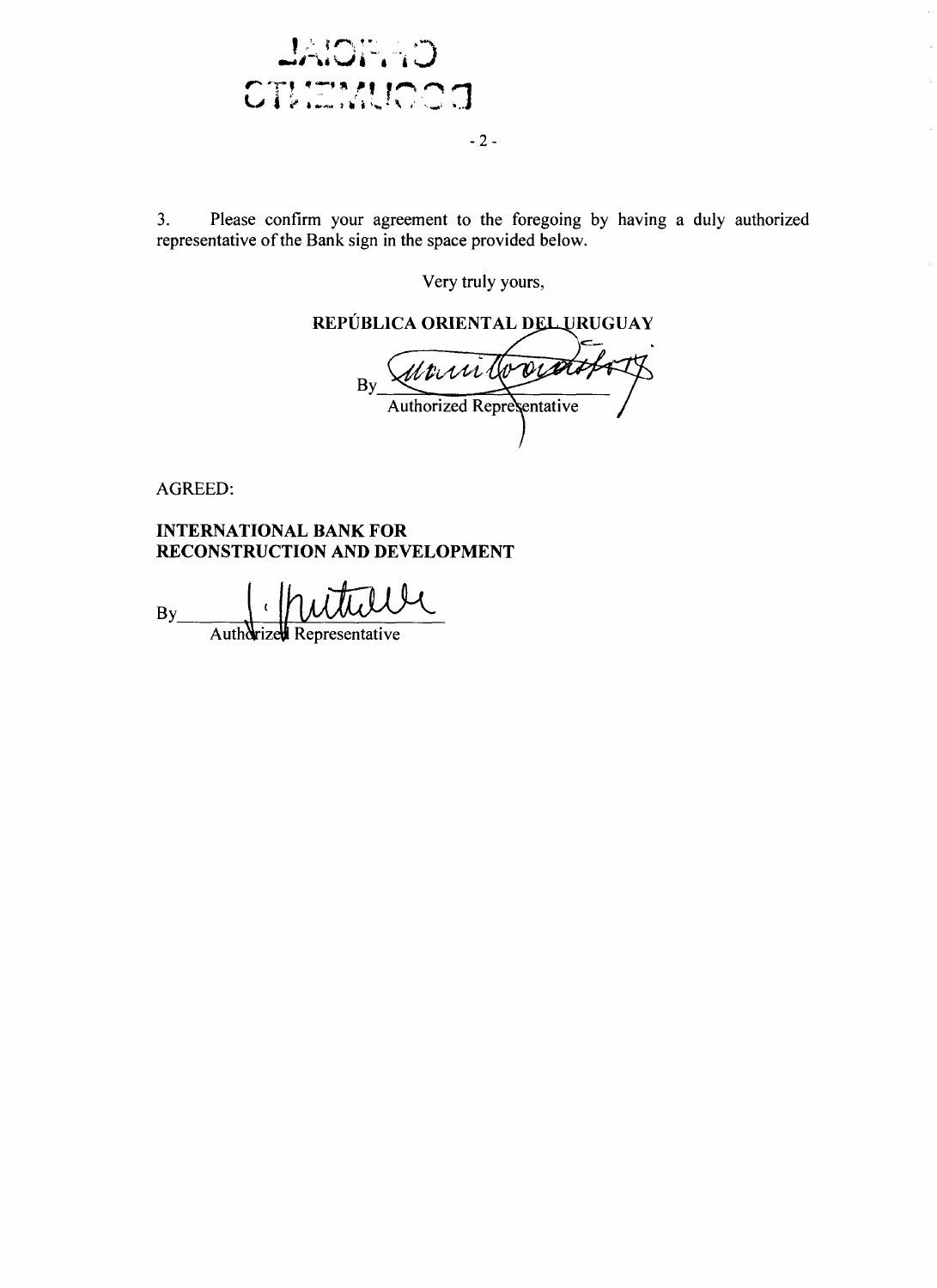3. Please confirm your agreement to the foregoing by having a duly authorized representative of the Bank sign in the space provided below.

Very truly yours,

**REPÚBLICA ORIENTAL DEL URUGUAY**

By \_\_\_\_\_\_\_\_\_\_\_\_\_\_\_\_\_\_\_\_\_\_\_\_\_\_
Authorized Representative

AGREED:

**INTERNATIONAL BANK FOR RECONSTRUCTION AND DEVELOPMENT**

By \_\_\_\_\_\_\_\_\_\_\_\_\_\_\_\_\_\_\_\_\_\_\_\_\_\_
Authorized Representative